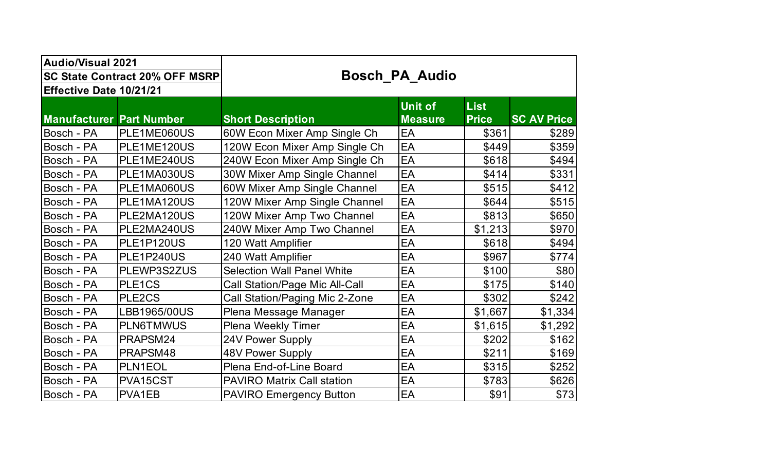| Audio/Visual 2021<br>SC State Contract 20% OFF MSRP<br>Effective Date 10/21/21 | | Bosch_PA_Audio | | | |
|---|---|---|---|---|---|
| **Manufacturer** | **Part Number** | **Short Description** | **Unit of Measure** | **List Price** | **SC AV Price** |
| Bosch - PA | PLE1ME060US | 60W Econ Mixer Amp Single Ch | EA | $361 | $289 |
| Bosch - PA | PLE1ME120US | 120W Econ Mixer Amp Single Ch | EA | $449 | $359 |
| Bosch - PA | PLE1ME240US | 240W Econ Mixer Amp Single Ch | EA | $618 | $494 |
| Bosch - PA | PLE1MA030US | 30W Mixer Amp Single Channel | EA | $414 | $331 |
| Bosch - PA | PLE1MA060US | 60W Mixer Amp Single Channel | EA | $515 | $412 |
| Bosch - PA | PLE1MA120US | 120W Mixer Amp Single Channel | EA | $644 | $515 |
| Bosch - PA | PLE2MA120US | 120W Mixer Amp Two Channel | EA | $813 | $650 |
| Bosch - PA | PLE2MA240US | 240W Mixer Amp Two Channel | EA | $1,213 | $970 |
| Bosch - PA | PLE1P120US | 120 Watt Amplifier | EA | $618 | $494 |
| Bosch - PA | PLE1P240US | 240 Watt Amplifier | EA | $967 | $774 |
| Bosch - PA | PLEWP3S2ZUS | Selection Wall Panel White | EA | $100 | $80 |
| Bosch - PA | PLE1CS | Call Station/Page Mic All-Call | EA | $175 | $140 |
| Bosch - PA | PLE2CS | Call Station/Paging Mic 2-Zone | EA | $302 | $242 |
| Bosch - PA | LBB1965/00US | Plena Message Manager | EA | $1,667 | $1,334 |
| Bosch - PA | PLN6TMWUS | Plena Weekly Timer | EA | $1,615 | $1,292 |
| Bosch - PA | PRAPSM24 | 24V Power Supply | EA | $202 | $162 |
| Bosch - PA | PRAPSM48 | 48V Power Supply | EA | $211 | $169 |
| Bosch - PA | PLN1EOL | Plena End-of-Line Board | EA | $315 | $252 |
| Bosch - PA | PVA15CST | PAVIRO Matrix Call station | EA | $783 | $626 |
| Bosch - PA | PVA1EB | PAVIRO Emergency Button | EA | $91 | $73 |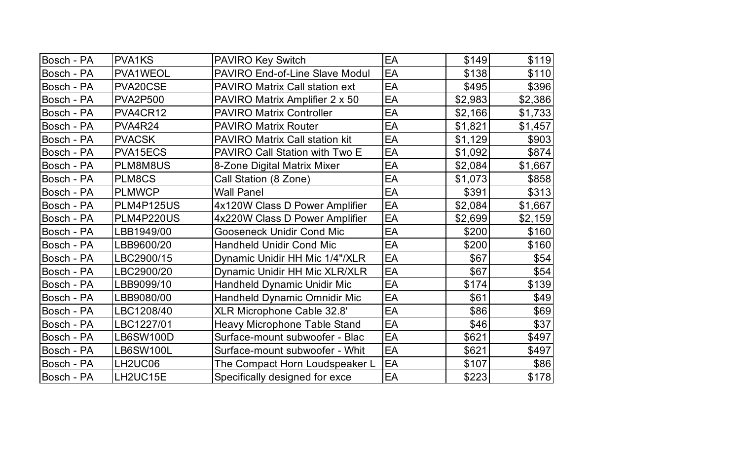| | | | | | |
|---|---|---|---|---|---|
| Bosch - PA | PVA1KS | PAVIRO Key Switch | EA | $149 | $119 |
| Bosch - PA | PVA1WEOL | PAVIRO End-of-Line Slave Modul | EA | $138 | $110 |
| Bosch - PA | PVA20CSE | PAVIRO Matrix Call station ext | EA | $495 | $396 |
| Bosch - PA | PVA2P500 | PAVIRO Matrix Amplifier 2 x 50 | EA | $2,983 | $2,386 |
| Bosch - PA | PVA4CR12 | PAVIRO Matrix Controller | EA | $2,166 | $1,733 |
| Bosch - PA | PVA4R24 | PAVIRO Matrix Router | EA | $1,821 | $1,457 |
| Bosch - PA | PVACSK | PAVIRO Matrix Call station kit | EA | $1,129 | $903 |
| Bosch - PA | PVA15ECS | PAVIRO Call Station with Two E | EA | $1,092 | $874 |
| Bosch - PA | PLM8M8US | 8-Zone Digital Matrix Mixer | EA | $2,084 | $1,667 |
| Bosch - PA | PLM8CS | Call Station (8 Zone) | EA | $1,073 | $858 |
| Bosch - PA | PLMWCP | Wall Panel | EA | $391 | $313 |
| Bosch - PA | PLM4P125US | 4x120W Class D Power Amplifier | EA | $2,084 | $1,667 |
| Bosch - PA | PLM4P220US | 4x220W Class D Power Amplifier | EA | $2,699 | $2,159 |
| Bosch - PA | LBB1949/00 | Gooseneck Unidir Cond Mic | EA | $200 | $160 |
| Bosch - PA | LBB9600/20 | Handheld Unidir Cond Mic | EA | $200 | $160 |
| Bosch - PA | LBC2900/15 | Dynamic Unidir HH Mic 1/4"/XLR | EA | $67 | $54 |
| Bosch - PA | LBC2900/20 | Dynamic Unidir HH Mic XLR/XLR | EA | $67 | $54 |
| Bosch - PA | LBB9099/10 | Handheld Dynamic Unidir Mic | EA | $174 | $139 |
| Bosch - PA | LBB9080/00 | Handheld Dynamic Omnidir Mic | EA | $61 | $49 |
| Bosch - PA | LBC1208/40 | XLR Microphone Cable 32.8' | EA | $86 | $69 |
| Bosch - PA | LBC1227/01 | Heavy Microphone Table Stand | EA | $46 | $37 |
| Bosch - PA | LB6SW100D | Surface-mount subwoofer - Blac | EA | $621 | $497 |
| Bosch - PA | LB6SW100L | Surface-mount subwoofer - Whit | EA | $621 | $497 |
| Bosch - PA | LH2UC06 | The Compact Horn Loudspeaker L | EA | $107 | $86 |
| Bosch - PA | LH2UC15E | Specifically designed for exce | EA | $223 | $178 |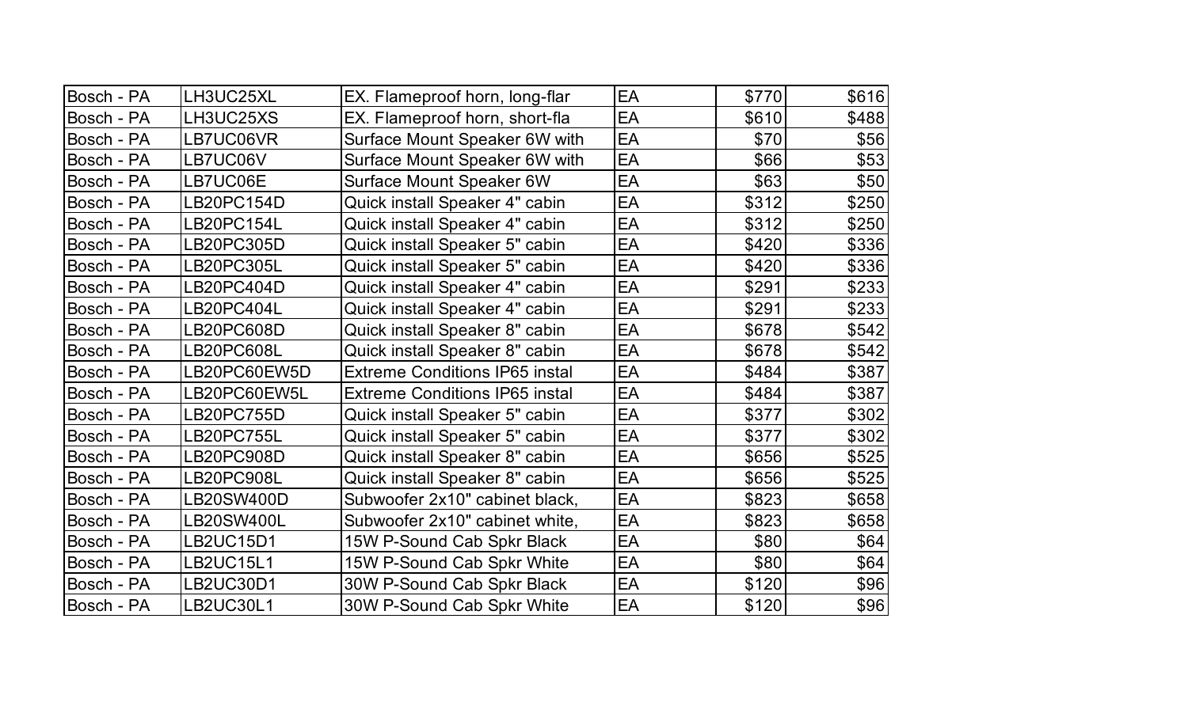| Bosch - PA | LH3UC25XL | EX. Flameproof horn, long-flar | EA | $770 | $616 |
|---|---|---|---|---|---|
| Bosch - PA | LH3UC25XS | EX. Flameproof horn, short-fla | EA | $610 | $488 |
| Bosch - PA | LB7UC06VR | Surface Mount Speaker 6W with | EA | $70 | $56 |
| Bosch - PA | LB7UC06V | Surface Mount Speaker 6W with | EA | $66 | $53 |
| Bosch - PA | LB7UC06E | Surface Mount Speaker 6W | EA | $63 | $50 |
| Bosch - PA | LB20PC154D | Quick install Speaker 4" cabin | EA | $312 | $250 |
| Bosch - PA | LB20PC154L | Quick install Speaker 4" cabin | EA | $312 | $250 |
| Bosch - PA | LB20PC305D | Quick install Speaker 5" cabin | EA | $420 | $336 |
| Bosch - PA | LB20PC305L | Quick install Speaker 5" cabin | EA | $420 | $336 |
| Bosch - PA | LB20PC404D | Quick install Speaker 4" cabin | EA | $291 | $233 |
| Bosch - PA | LB20PC404L | Quick install Speaker 4" cabin | EA | $291 | $233 |
| Bosch - PA | LB20PC608D | Quick install Speaker 8" cabin | EA | $678 | $542 |
| Bosch - PA | LB20PC608L | Quick install Speaker 8" cabin | EA | $678 | $542 |
| Bosch - PA | LB20PC60EW5D | Extreme Conditions IP65 instal | EA | $484 | $387 |
| Bosch - PA | LB20PC60EW5L | Extreme Conditions IP65 instal | EA | $484 | $387 |
| Bosch - PA | LB20PC755D | Quick install Speaker 5" cabin | EA | $377 | $302 |
| Bosch - PA | LB20PC755L | Quick install Speaker 5" cabin | EA | $377 | $302 |
| Bosch - PA | LB20PC908D | Quick install Speaker 8" cabin | EA | $656 | $525 |
| Bosch - PA | LB20PC908L | Quick install Speaker 8" cabin | EA | $656 | $525 |
| Bosch - PA | LB20SW400D | Subwoofer 2x10" cabinet black, | EA | $823 | $658 |
| Bosch - PA | LB20SW400L | Subwoofer 2x10" cabinet white, | EA | $823 | $658 |
| Bosch - PA | LB2UC15D1 | 15W P-Sound Cab Spkr Black | EA | $80 | $64 |
| Bosch - PA | LB2UC15L1 | 15W P-Sound Cab Spkr White | EA | $80 | $64 |
| Bosch - PA | LB2UC30D1 | 30W P-Sound Cab Spkr Black | EA | $120 | $96 |
| Bosch - PA | LB2UC30L1 | 30W P-Sound Cab Spkr White | EA | $120 | $96 |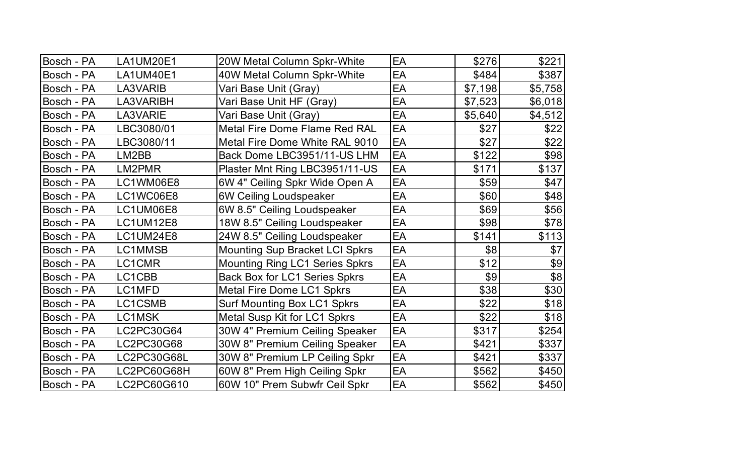| | | | | | |
|---|---|---|---|---|---|
| Bosch - PA | LA1UM20E1 | 20W Metal Column Spkr-White | EA | $276 | $221 |
| Bosch - PA | LA1UM40E1 | 40W Metal Column Spkr-White | EA | $484 | $387 |
| Bosch - PA | LA3VARIB | Vari Base Unit (Gray) | EA | $7,198 | $5,758 |
| Bosch - PA | LA3VARIBH | Vari Base Unit HF (Gray) | EA | $7,523 | $6,018 |
| Bosch - PA | LA3VARIE | Vari Base Unit (Gray) | EA | $5,640 | $4,512 |
| Bosch - PA | LBC3080/01 | Metal Fire Dome Flame Red RAL | EA | $27 | $22 |
| Bosch - PA | LBC3080/11 | Metal Fire Dome White RAL 9010 | EA | $27 | $22 |
| Bosch - PA | LM2BB | Back Dome LBC3951/11-US LHM | EA | $122 | $98 |
| Bosch - PA | LM2PMR | Plaster Mnt Ring LBC3951/11-US | EA | $171 | $137 |
| Bosch - PA | LC1WM06E8 | 6W 4" Ceiling Spkr Wide Open A | EA | $59 | $47 |
| Bosch - PA | LC1WC06E8 | 6W Ceiling Loudspeaker | EA | $60 | $48 |
| Bosch - PA | LC1UM06E8 | 6W 8.5" Ceiling Loudspeaker | EA | $69 | $56 |
| Bosch - PA | LC1UM12E8 | 18W 8.5" Ceiling Loudspeaker | EA | $98 | $78 |
| Bosch - PA | LC1UM24E8 | 24W 8.5" Ceiling Loudspeaker | EA | $141 | $113 |
| Bosch - PA | LC1MMSB | Mounting Sup Bracket LCI Spkrs | EA | $8 | $7 |
| Bosch - PA | LC1CMR | Mounting Ring LC1 Series Spkrs | EA | $12 | $9 |
| Bosch - PA | LC1CBB | Back Box for LC1 Series Spkrs | EA | $9 | $8 |
| Bosch - PA | LC1MFD | Metal Fire Dome LC1 Spkrs | EA | $38 | $30 |
| Bosch - PA | LC1CSMB | Surf Mounting Box LC1 Spkrs | EA | $22 | $18 |
| Bosch - PA | LC1MSK | Metal Susp Kit for LC1 Spkrs | EA | $22 | $18 |
| Bosch - PA | LC2PC30G64 | 30W 4" Premium Ceiling Speaker | EA | $317 | $254 |
| Bosch - PA | LC2PC30G68 | 30W 8" Premium Ceiling Speaker | EA | $421 | $337 |
| Bosch - PA | LC2PC30G68L | 30W 8" Premium LP Ceiling Spkr | EA | $421 | $337 |
| Bosch - PA | LC2PC60G68H | 60W 8" Prem High Ceiling Spkr | EA | $562 | $450 |
| Bosch - PA | LC2PC60G610 | 60W 10" Prem Subwfr Ceil Spkr | EA | $562 | $450 |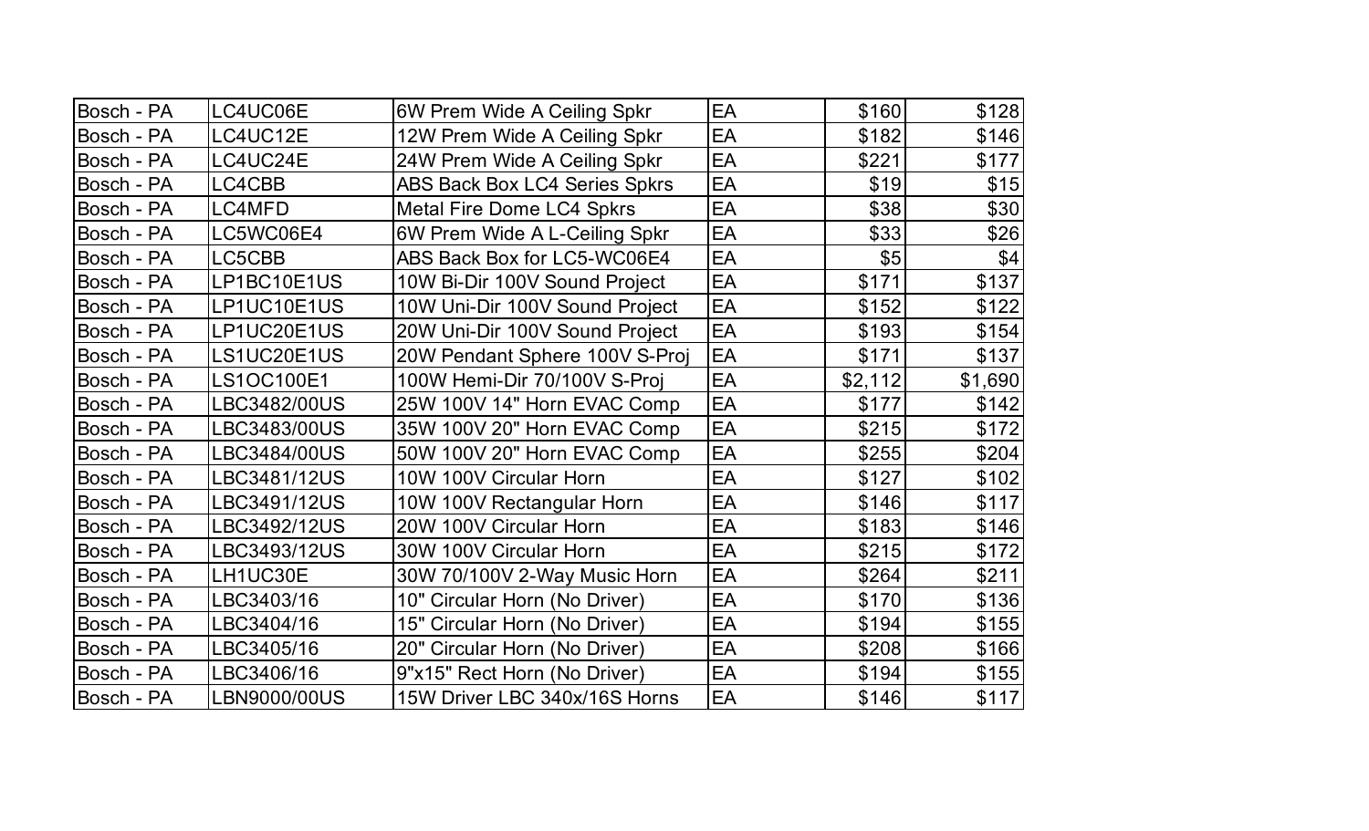| Bosch - PA | LC4UC06E | 6W Prem Wide A Ceiling Spkr | EA | $160 | $128 |
| --- | --- | --- | --- | --- | --- |
| Bosch - PA | LC4UC12E | 12W Prem Wide A Ceiling Spkr | EA | $182 | $146 |
| Bosch - PA | LC4UC24E | 24W Prem Wide A Ceiling Spkr | EA | $221 | $177 |
| Bosch - PA | LC4CBB | ABS Back Box LC4 Series Spkrs | EA | $19 | $15 |
| Bosch - PA | LC4MFD | Metal Fire Dome LC4 Spkrs | EA | $38 | $30 |
| Bosch - PA | LC5WC06E4 | 6W Prem Wide A L-Ceiling Spkr | EA | $33 | $26 |
| Bosch - PA | LC5CBB | ABS Back Box for LC5-WC06E4 | EA | $5 | $4 |
| Bosch - PA | LP1BC10E1US | 10W Bi-Dir 100V Sound Project | EA | $171 | $137 |
| Bosch - PA | LP1UC10E1US | 10W Uni-Dir 100V Sound Project | EA | $152 | $122 |
| Bosch - PA | LP1UC20E1US | 20W Uni-Dir 100V Sound Project | EA | $193 | $154 |
| Bosch - PA | LS1UC20E1US | 20W Pendant Sphere 100V S-Proj | EA | $171 | $137 |
| Bosch - PA | LS1OC100E1 | 100W Hemi-Dir 70/100V S-Proj | EA | $2,112 | $1,690 |
| Bosch - PA | LBC3482/00US | 25W 100V 14" Horn EVAC Comp | EA | $177 | $142 |
| Bosch - PA | LBC3483/00US | 35W 100V 20" Horn EVAC Comp | EA | $215 | $172 |
| Bosch - PA | LBC3484/00US | 50W 100V 20" Horn EVAC Comp | EA | $255 | $204 |
| Bosch - PA | LBC3481/12US | 10W 100V Circular Horn | EA | $127 | $102 |
| Bosch - PA | LBC3491/12US | 10W 100V Rectangular Horn | EA | $146 | $117 |
| Bosch - PA | LBC3492/12US | 20W 100V Circular Horn | EA | $183 | $146 |
| Bosch - PA | LBC3493/12US | 30W 100V Circular Horn | EA | $215 | $172 |
| Bosch - PA | LH1UC30E | 30W 70/100V 2-Way Music Horn | EA | $264 | $211 |
| Bosch - PA | LBC3403/16 | 10" Circular Horn (No Driver) | EA | $170 | $136 |
| Bosch - PA | LBC3404/16 | 15" Circular Horn (No Driver) | EA | $194 | $155 |
| Bosch - PA | LBC3405/16 | 20" Circular Horn (No Driver) | EA | $208 | $166 |
| Bosch - PA | LBC3406/16 | 9"x15" Rect Horn (No Driver) | EA | $194 | $155 |
| Bosch - PA | LBN9000/00US | 15W Driver LBC 340x/16S Horns | EA | $146 | $117 |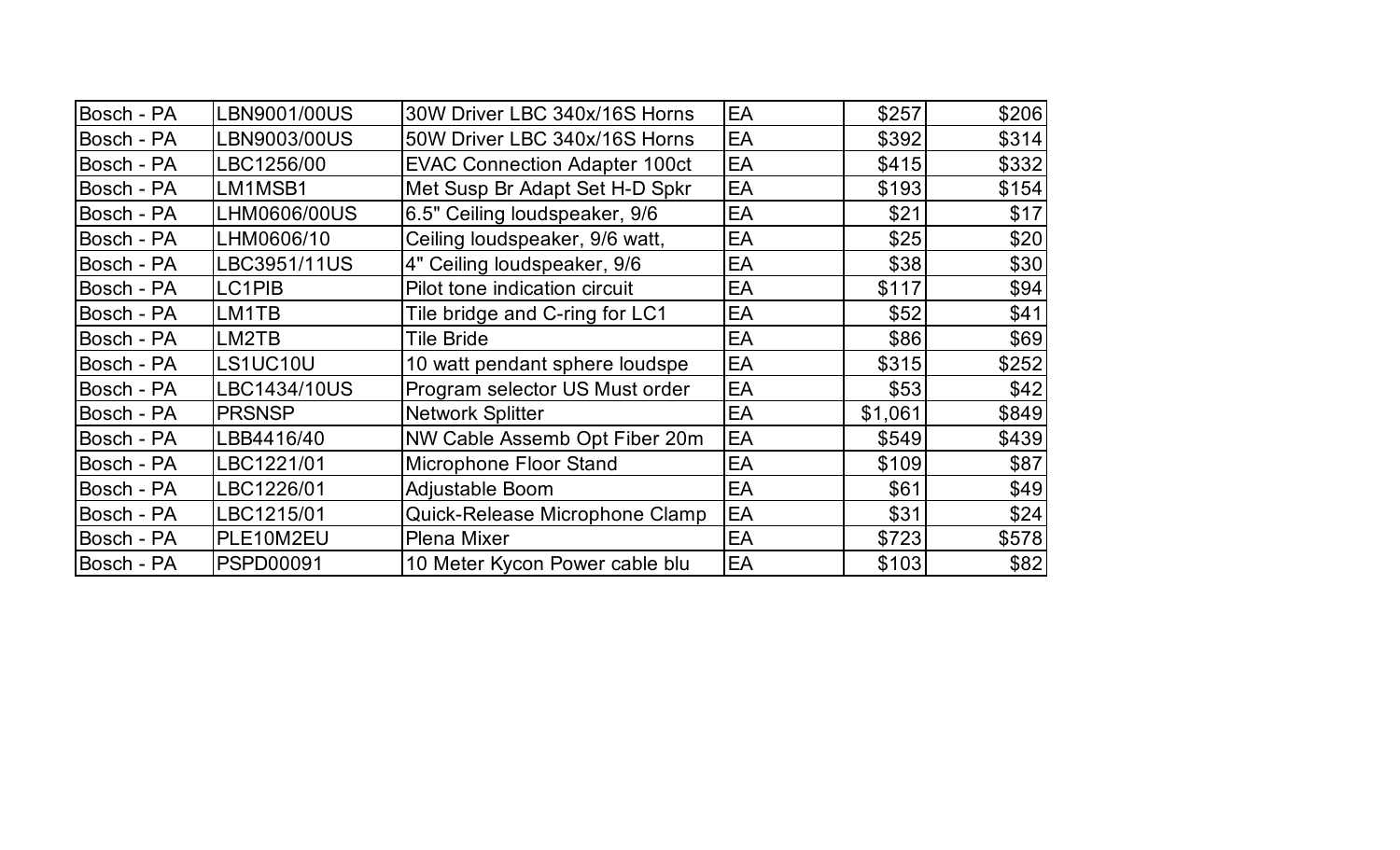| | | | | | |
|---|---|---|---|---|---|
| Bosch - PA | LBN9001/00US | 30W Driver LBC 340x/16S Horns | EA | $257 | $206 |
| Bosch - PA | LBN9003/00US | 50W Driver LBC 340x/16S Horns | EA | $392 | $314 |
| Bosch - PA | LBC1256/00 | EVAC Connection Adapter 100ct | EA | $415 | $332 |
| Bosch - PA | LM1MSB1 | Met Susp Br Adapt Set H-D Spkr | EA | $193 | $154 |
| Bosch - PA | LHM0606/00US | 6.5" Ceiling loudspeaker, 9/6 | EA | $21 | $17 |
| Bosch - PA | LHM0606/10 | Ceiling loudspeaker, 9/6 watt, | EA | $25 | $20 |
| Bosch - PA | LBC3951/11US | 4" Ceiling loudspeaker, 9/6 | EA | $38 | $30 |
| Bosch - PA | LC1PIB | Pilot tone indication circuit | EA | $117 | $94 |
| Bosch - PA | LM1TB | Tile bridge and C-ring for LC1 | EA | $52 | $41 |
| Bosch - PA | LM2TB | Tile Bride | EA | $86 | $69 |
| Bosch - PA | LS1UC10U | 10 watt pendant sphere loudspe | EA | $315 | $252 |
| Bosch - PA | LBC1434/10US | Program selector US Must order | EA | $53 | $42 |
| Bosch - PA | PRSNSP | Network Splitter | EA | $1,061 | $849 |
| Bosch - PA | LBB4416/40 | NW Cable Assemb Opt Fiber 20m | EA | $549 | $439 |
| Bosch - PA | LBC1221/01 | Microphone Floor Stand | EA | $109 | $87 |
| Bosch - PA | LBC1226/01 | Adjustable Boom | EA | $61 | $49 |
| Bosch - PA | LBC1215/01 | Quick-Release Microphone Clamp | EA | $31 | $24 |
| Bosch - PA | PLE10M2EU | Plena Mixer | EA | $723 | $578 |
| Bosch - PA | PSPD00091 | 10 Meter Kycon Power cable blu | EA | $103 | $82 |